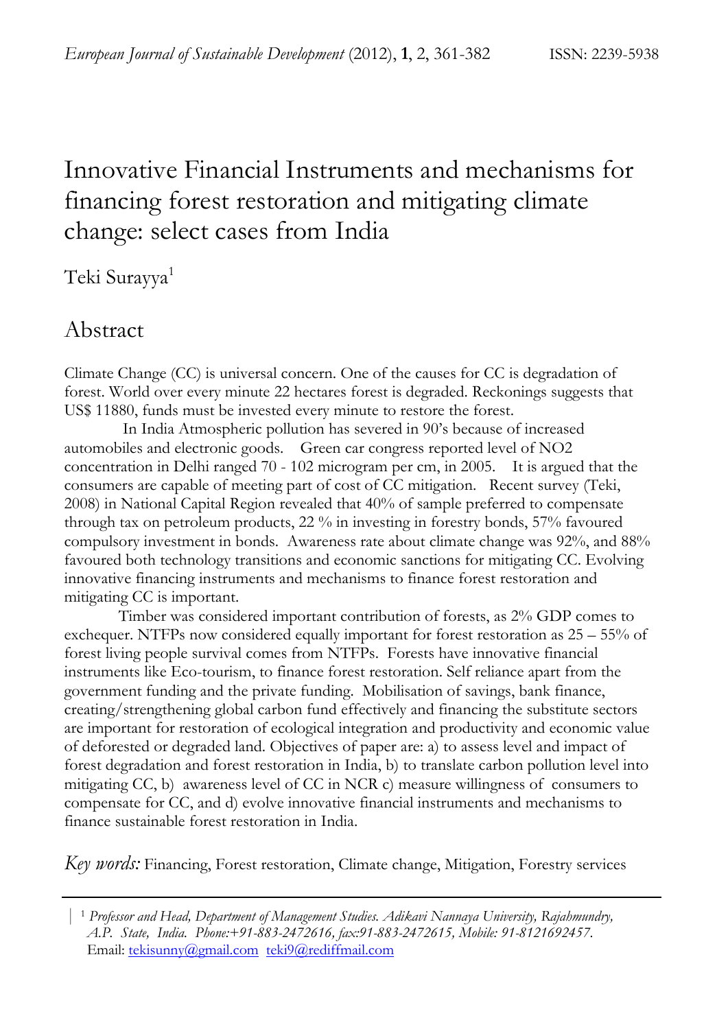# Innovative Financial Instruments and mechanisms for financing forest restoration and mitigating climate change: select cases from India

Teki Surayya[1]

## Abstract

Climate Change (CC) is universal concern. One of the causes for CC is degradation of forest. World over every minute 22 hectares forest is degraded. Reckonings suggests that US$ 11880, funds must be invested every minute to restore the forest.

In India Atmospheric pollution has severed in 90's because of increased automobiles and electronic goods. Green car congress reported level of NO2 concentration in Delhi ranged 70 - 102 microgram per cm, in 2005. It is argued that the consumers are capable of meeting part of cost of CC mitigation. Recent survey (Teki, 2008) in National Capital Region revealed that 40% of sample preferred to compensate through tax on petroleum products, 22 % in investing in forestry bonds, 57% favoured compulsory investment in bonds. Awareness rate about climate change was 92%, and 88% favoured both technology transitions and economic sanctions for mitigating CC. Evolving innovative financing instruments and mechanisms to finance forest restoration and mitigating CC is important.

Timber was considered important contribution of forests, as 2% GDP comes to exchequer. NTFPs now considered equally important for forest restoration as 25 – 55% of forest living people survival comes from NTFPs. Forests have innovative financial instruments like Eco-tourism, to finance forest restoration. Self reliance apart from the government funding and the private funding. Mobilisation of savings, bank finance, creating/strengthening global carbon fund effectively and financing the substitute sectors are important for restoration of ecological integration and productivity and economic value of deforested or degraded land. Objectives of paper are: a) to assess level and impact of forest degradation and forest restoration in India, b) to translate carbon pollution level into mitigating CC, b) awareness level of CC in NCR c) measure willingness of consumers to compensate for CC, and d) evolve innovative financial instruments and mechanisms to finance sustainable forest restoration in India.

*Key words:* Financing, Forest restoration, Climate change, Mitigation, Forestry services

---

[1] *Professor and Head, Department of Management Studies. Adikavi Nannaya University, Rajahmundry, A.P. State, India. Phone:+91-883-2472616, fax:91-883-2472615, Mobile: 91-8121692457.* Email: tekisunny@gmail.com teki9@rediffmail.com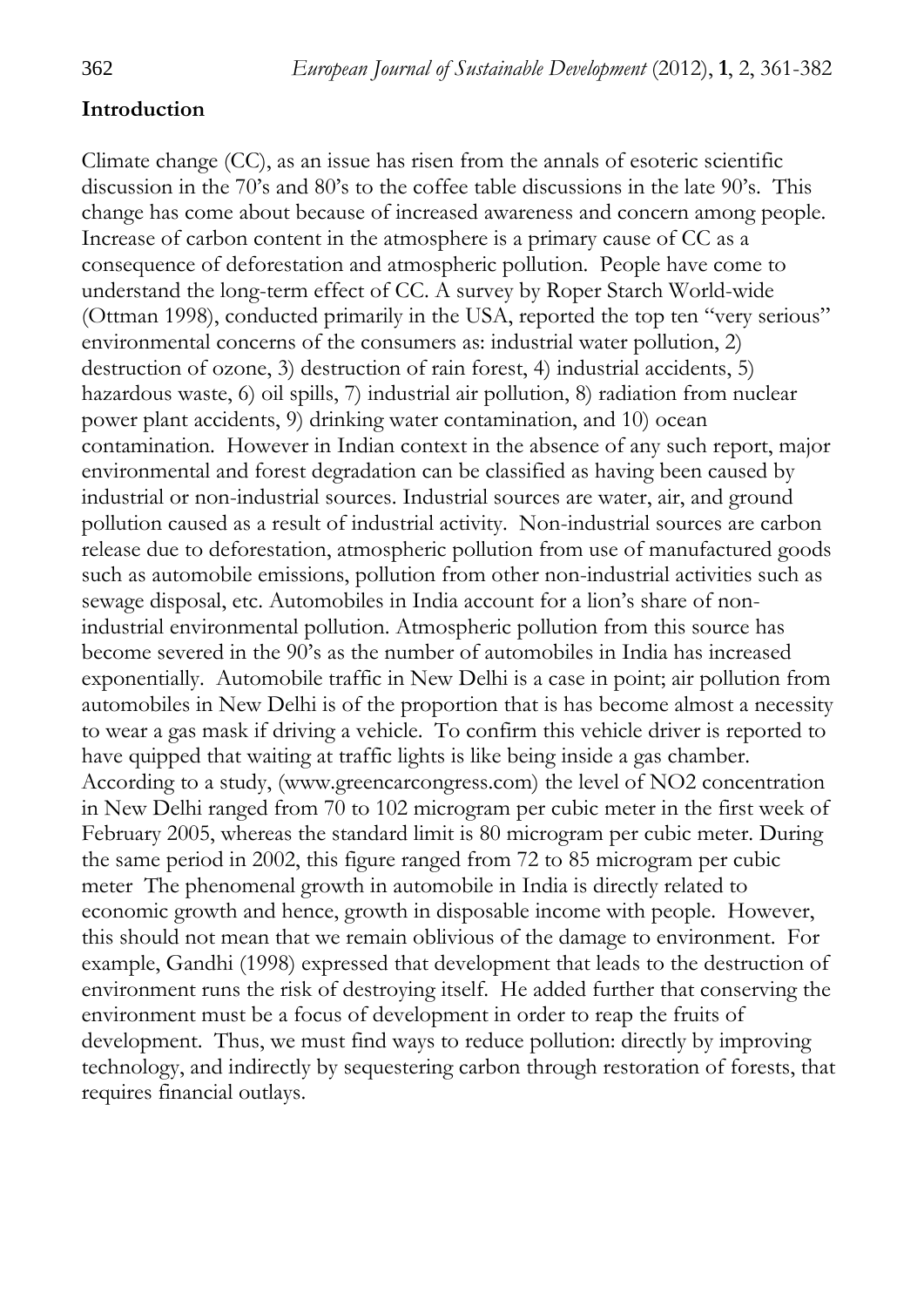**Introduction**

Climate change (CC), as an issue has risen from the annals of esoteric scientific discussion in the 70's and 80's to the coffee table discussions in the late 90's. This change has come about because of increased awareness and concern among people. Increase of carbon content in the atmosphere is a primary cause of CC as a consequence of deforestation and atmospheric pollution. People have come to understand the long-term effect of CC. A survey by Roper Starch World-wide (Ottman 1998), conducted primarily in the USA, reported the top ten "very serious" environmental concerns of the consumers as: industrial water pollution, 2) destruction of ozone, 3) destruction of rain forest, 4) industrial accidents, 5) hazardous waste, 6) oil spills, 7) industrial air pollution, 8) radiation from nuclear power plant accidents, 9) drinking water contamination, and 10) ocean contamination. However in Indian context in the absence of any such report, major environmental and forest degradation can be classified as having been caused by industrial or non-industrial sources. Industrial sources are water, air, and ground pollution caused as a result of industrial activity. Non-industrial sources are carbon release due to deforestation, atmospheric pollution from use of manufactured goods such as automobile emissions, pollution from other non-industrial activities such as sewage disposal, etc. Automobiles in India account for a lion's share of non-industrial environmental pollution. Atmospheric pollution from this source has become severed in the 90's as the number of automobiles in India has increased exponentially. Automobile traffic in New Delhi is a case in point; air pollution from automobiles in New Delhi is of the proportion that is has become almost a necessity to wear a gas mask if driving a vehicle. To confirm this vehicle driver is reported to have quipped that waiting at traffic lights is like being inside a gas chamber. According to a study, (www.greencarcongress.com) the level of $NO_2$ concentration in New Delhi ranged from 70 to 102 microgram per cubic meter in the first week of February 2005, whereas the standard limit is 80 microgram per cubic meter. During the same period in 2002, this figure ranged from 72 to 85 microgram per cubic meter The phenomenal growth in automobile in India is directly related to economic growth and hence, growth in disposable income with people. However, this should not mean that we remain oblivious of the damage to environment. For example, Gandhi (1998) expressed that development that leads to the destruction of environment runs the risk of destroying itself. He added further that conserving the environment must be a focus of development in order to reap the fruits of development. Thus, we must find ways to reduce pollution: directly by improving technology, and indirectly by sequestering carbon through restoration of forests, that requires financial outlays.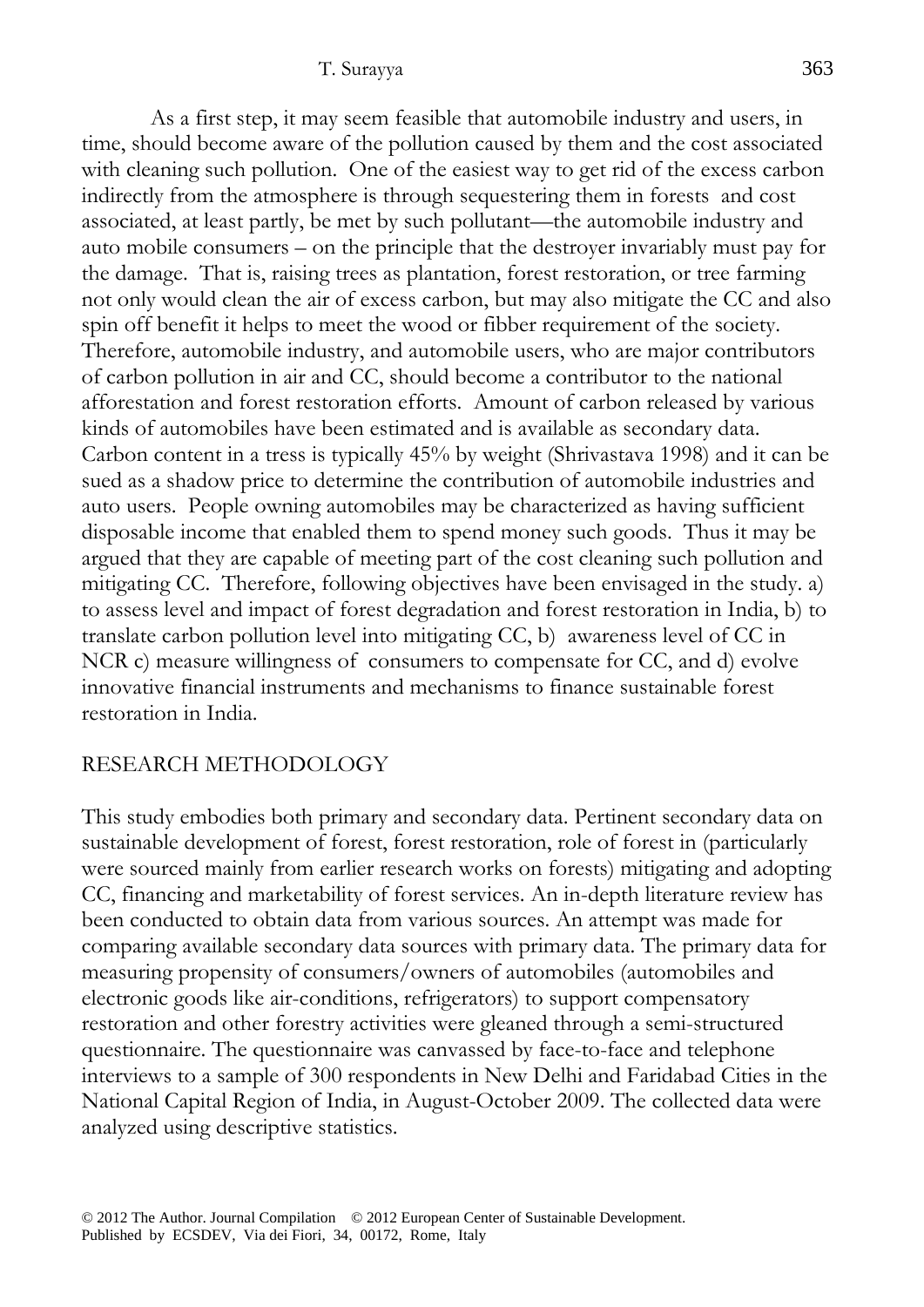As a first step, it may seem feasible that automobile industry and users, in time, should become aware of the pollution caused by them and the cost associated with cleaning such pollution. One of the easiest way to get rid of the excess carbon indirectly from the atmosphere is through sequestering them in forests and cost associated, at least partly, be met by such pollutant—the automobile industry and auto mobile consumers – on the principle that the destroyer invariably must pay for the damage. That is, raising trees as plantation, forest restoration, or tree farming not only would clean the air of excess carbon, but may also mitigate the CC and also spin off benefit it helps to meet the wood or fibber requirement of the society. Therefore, automobile industry, and automobile users, who are major contributors of carbon pollution in air and CC, should become a contributor to the national afforestation and forest restoration efforts. Amount of carbon released by various kinds of automobiles have been estimated and is available as secondary data. Carbon content in a tress is typically 45% by weight (Shrivastava 1998) and it can be sued as a shadow price to determine the contribution of automobile industries and auto users. People owning automobiles may be characterized as having sufficient disposable income that enabled them to spend money such goods. Thus it may be argued that they are capable of meeting part of the cost cleaning such pollution and mitigating CC. Therefore, following objectives have been envisaged in the study. a) to assess level and impact of forest degradation and forest restoration in India, b) to translate carbon pollution level into mitigating CC, b) awareness level of CC in NCR c) measure willingness of consumers to compensate for CC, and d) evolve innovative financial instruments and mechanisms to finance sustainable forest restoration in India.

## RESEARCH METHODOLOGY

This study embodies both primary and secondary data. Pertinent secondary data on sustainable development of forest, forest restoration, role of forest in (particularly were sourced mainly from earlier research works on forests) mitigating and adopting CC, financing and marketability of forest services. An in-depth literature review has been conducted to obtain data from various sources. An attempt was made for comparing available secondary data sources with primary data. The primary data for measuring propensity of consumers/owners of automobiles (automobiles and electronic goods like air-conditions, refrigerators) to support compensatory restoration and other forestry activities were gleaned through a semi-structured questionnaire. The questionnaire was canvassed by face-to-face and telephone interviews to a sample of 300 respondents in New Delhi and Faridabad Cities in the National Capital Region of India, in August-October 2009. The collected data were analyzed using descriptive statistics.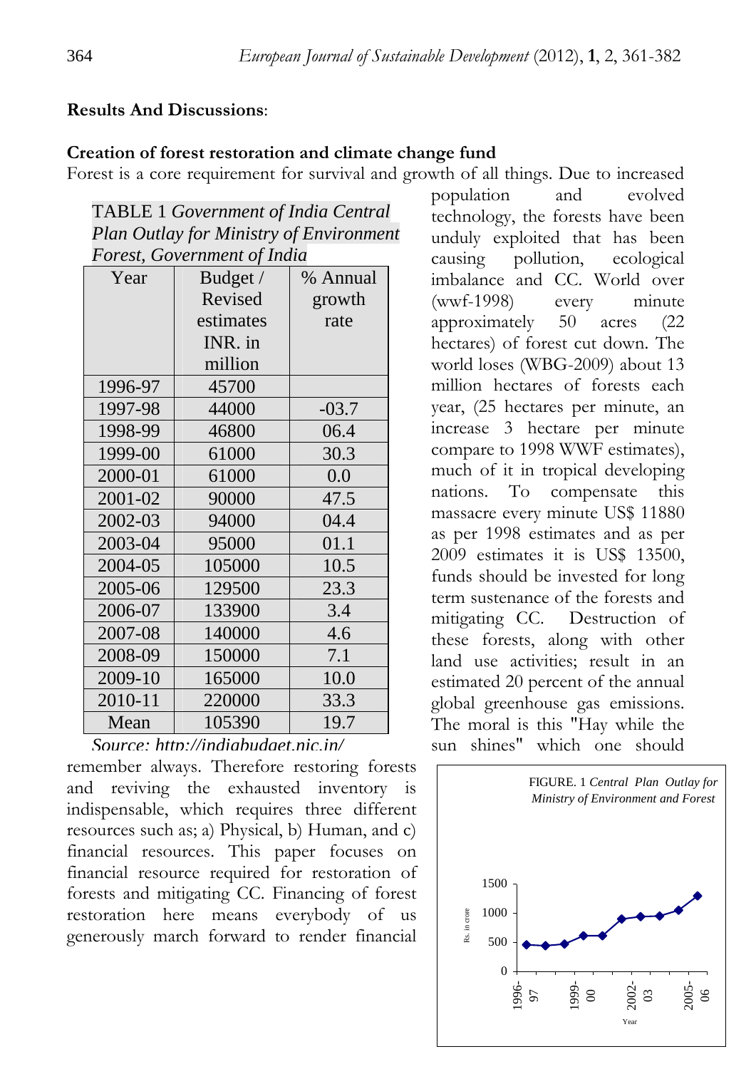## Results And Discussions:

### Creation of forest restoration and climate change fund

Forest is a core requirement for survival and growth of all things. Due to increased population and evolved technology, the forests have been unduly exploited that has been causing pollution, ecological imbalance and CC. World over (wwf-1998) every minute approximately 50 acres (22 hectares) of forest cut down. The world loses (WBG-2009) about 13 million hectares of forests each year, (25 hectares per minute, an increase 3 hectare per minute compare to 1998 WWF estimates), much of it in tropical developing nations. To compensate this massacre every minute US$ 11880 as per 1998 estimates and as per 2009 estimates it is US$ 13500, funds should be invested for long term sustenance of the forests and mitigating CC. Destruction of these forests, along with other land use activities; result in an estimated 20 percent of the annual global greenhouse gas emissions. The moral is this "Hay while the sun shines" which one should remember always. Therefore restoring forests and reviving the exhausted inventory is indispensable, which requires three different resources such as; a) Physical, b) Human, and c) financial resources. This paper focuses on financial resource required for restoration of forests and mitigating CC. Financing of forest restoration here means everybody of us generously march forward to render financial

TABLE 1 *Government of India Central Plan Outlay for Ministry of Environment Forest, Government of India*

| Year | Budget / Revised estimates INR. in million | % Annual growth rate |
|---|---|---|
| 1996-97 | 45700 | |
| 1997-98 | 44000 | -03.7 |
| 1998-99 | 46800 | 06.4 |
| 1999-00 | 61000 | 30.3 |
| 2000-01 | 61000 | 0.0 |
| 2001-02 | 90000 | 47.5 |
| 2002-03 | 94000 | 04.4 |
| 2003-04 | 95000 | 01.1 |
| 2004-05 | 105000 | 10.5 |
| 2005-06 | 129500 | 23.3 |
| 2006-07 | 133900 | 3.4 |
| 2007-08 | 140000 | 4.6 |
| 2008-09 | 150000 | 7.1 |
| 2009-10 | 165000 | 10.0 |
| 2010-11 | 220000 | 33.3 |
| Mean | 105390 | 19.7 |

*Source: http://indiabudget.nic.in/*

FIGURE. 1 *Central Plan Outlay for Ministry of Environment and Forest*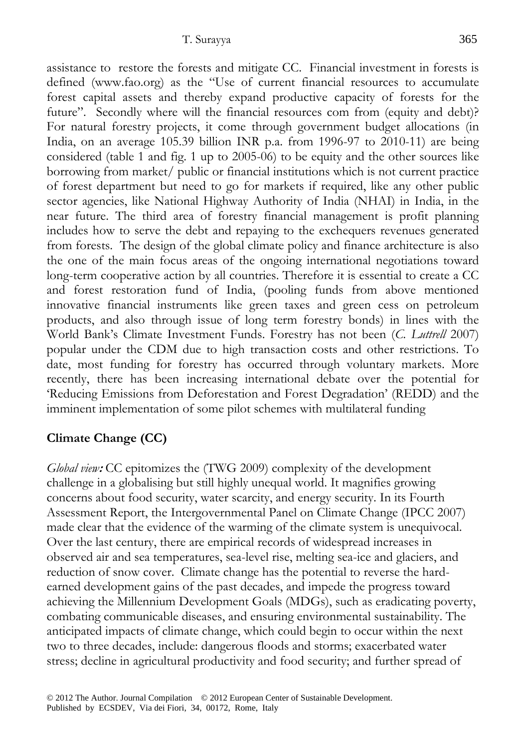assistance to restore the forests and mitigate CC. Financial investment in forests is defined (www.fao.org) as the "Use of current financial resources to accumulate forest capital assets and thereby expand productive capacity of forests for the future". Secondly where will the financial resources com from (equity and debt)? For natural forestry projects, it come through government budget allocations (in India, on an average 105.39 billion INR p.a. from 1996-97 to 2010-11) are being considered (table 1 and fig. 1 up to 2005-06) to be equity and the other sources like borrowing from market/ public or financial institutions which is not current practice of forest department but need to go for markets if required, like any other public sector agencies, like National Highway Authority of India (NHAI) in India, in the near future. The third area of forestry financial management is profit planning includes how to serve the debt and repaying to the exchequers revenues generated from forests. The design of the global climate policy and finance architecture is also the one of the main focus areas of the ongoing international negotiations toward long-term cooperative action by all countries. Therefore it is essential to create a CC and forest restoration fund of India, (pooling funds from above mentioned innovative financial instruments like green taxes and green cess on petroleum products, and also through issue of long term forestry bonds) in lines with the World Bank's Climate Investment Funds. Forestry has not been (*C. Luttrell* 2007) popular under the CDM due to high transaction costs and other restrictions. To date, most funding for forestry has occurred through voluntary markets. More recently, there has been increasing international debate over the potential for 'Reducing Emissions from Deforestation and Forest Degradation' (REDD) and the imminent implementation of some pilot schemes with multilateral funding

## Climate Change (CC)

*Global view:* CC epitomizes the (TWG 2009) complexity of the development challenge in a globalising but still highly unequal world. It magnifies growing concerns about food security, water scarcity, and energy security. In its Fourth Assessment Report, the Intergovernmental Panel on Climate Change (IPCC 2007) made clear that the evidence of the warming of the climate system is unequivocal. Over the last century, there are empirical records of widespread increases in observed air and sea temperatures, sea-level rise, melting sea-ice and glaciers, and reduction of snow cover. Climate change has the potential to reverse the hard-earned development gains of the past decades, and impede the progress toward achieving the Millennium Development Goals (MDGs), such as eradicating poverty, combating communicable diseases, and ensuring environmental sustainability. The anticipated impacts of climate change, which could begin to occur within the next two to three decades, include: dangerous floods and storms; exacerbated water stress; decline in agricultural productivity and food security; and further spread of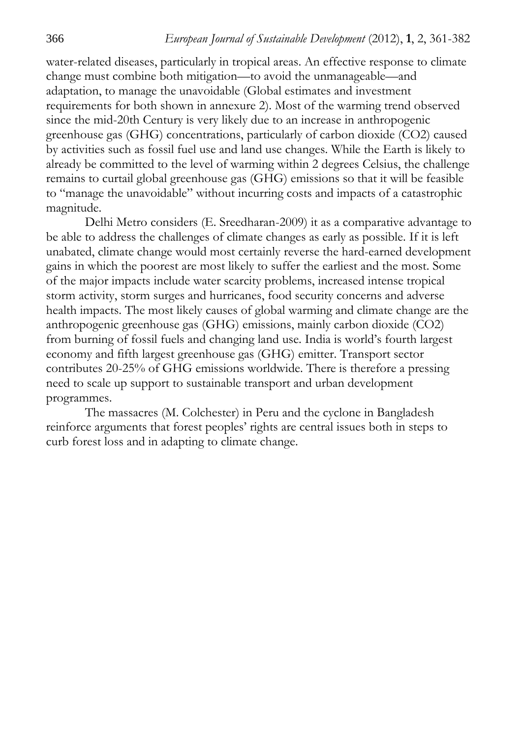water-related diseases, particularly in tropical areas. An effective response to climate change must combine both mitigation—to avoid the unmanageable—and adaptation, to manage the unavoidable (Global estimates and investment requirements for both shown in annexure 2). Most of the warming trend observed since the mid-20th Century is very likely due to an increase in anthropogenic greenhouse gas (GHG) concentrations, particularly of carbon dioxide ($CO_2$) caused by activities such as fossil fuel use and land use changes. While the Earth is likely to already be committed to the level of warming within 2 degrees Celsius, the challenge remains to curtail global greenhouse gas (GHG) emissions so that it will be feasible to "manage the unavoidable" without incurring costs and impacts of a catastrophic magnitude.

Delhi Metro considers (E. Sreedharan-2009) it as a comparative advantage to be able to address the challenges of climate changes as early as possible. If it is left unabated, climate change would most certainly reverse the hard-earned development gains in which the poorest are most likely to suffer the earliest and the most. Some of the major impacts include water scarcity problems, increased intense tropical storm activity, storm surges and hurricanes, food security concerns and adverse health impacts. The most likely causes of global warming and climate change are the anthropogenic greenhouse gas (GHG) emissions, mainly carbon dioxide ($CO_2$) from burning of fossil fuels and changing land use. India is world's fourth largest economy and fifth largest greenhouse gas (GHG) emitter. Transport sector contributes 20-25% of GHG emissions worldwide. There is therefore a pressing need to scale up support to sustainable transport and urban development programmes.

The massacres (M. Colchester) in Peru and the cyclone in Bangladesh reinforce arguments that forest peoples' rights are central issues both in steps to curb forest loss and in adapting to climate change.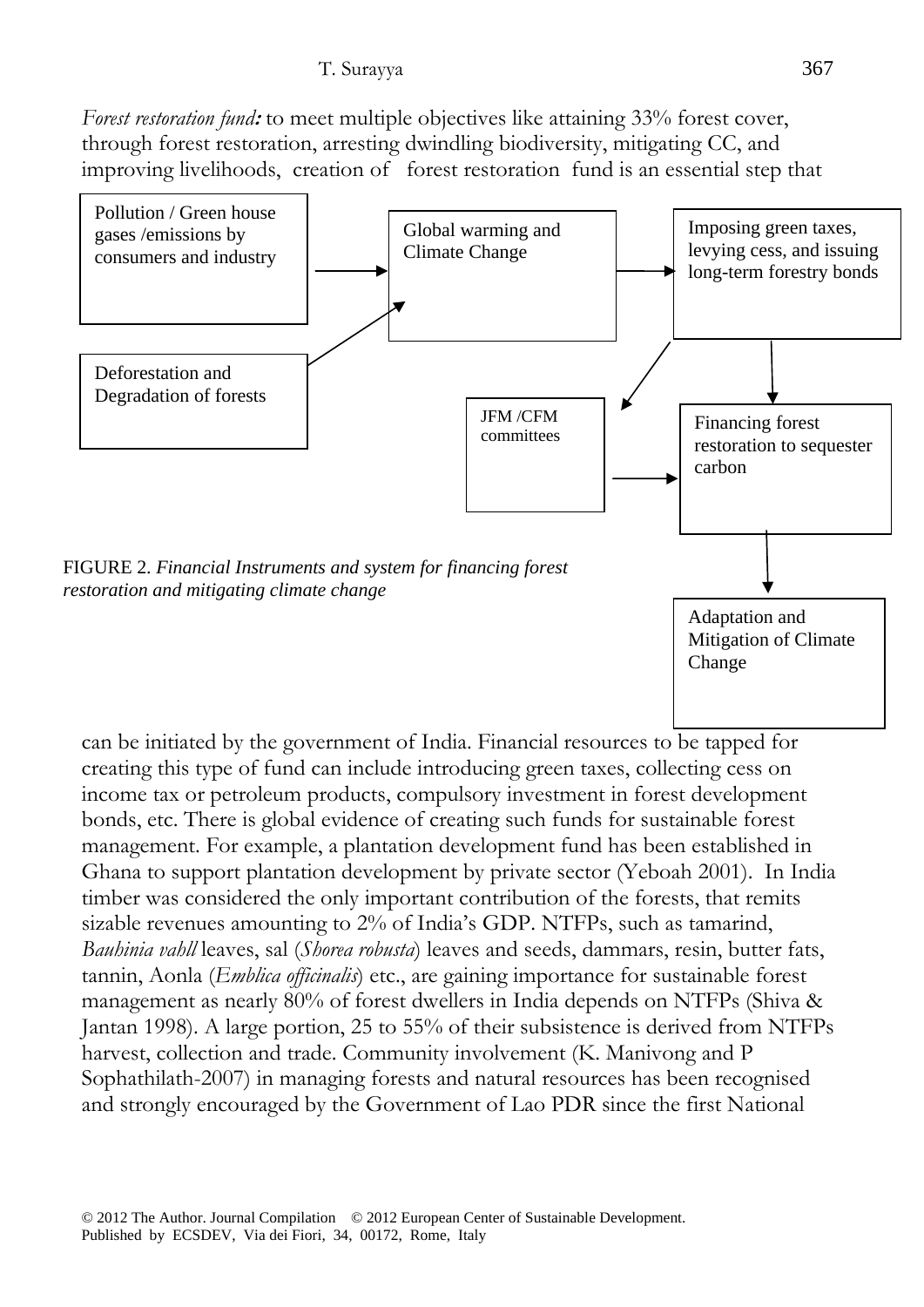*Forest restoration fund:* to meet multiple objectives like attaining 33% forest cover, through forest restoration, arresting dwindling biodiversity, mitigating CC, and improving livelihoods, creation of forest restoration fund is an essential step that

Pollution / Green house gases /emissions by consumers and industry

Global warming and Climate Change

Imposing green taxes, levying cess, and issuing long-term forestry bonds

Deforestation and Degradation of forests

JFM /CFM committees

Financing forest restoration to sequester carbon

Adaptation and Mitigation of Climate Change

FIGURE 2. *Financial Instruments and system for financing forest restoration and mitigating climate change*

can be initiated by the government of India. Financial resources to be tapped for creating this type of fund can include introducing green taxes, collecting cess on income tax or petroleum products, compulsory investment in forest development bonds, etc. There is global evidence of creating such funds for sustainable forest management. For example, a plantation development fund has been established in Ghana to support plantation development by private sector (Yeboah 2001). In India timber was considered the only important contribution of the forests, that remits sizable revenues amounting to 2% of India's GDP. NTFPs, such as tamarind, *Bauhinia vahll* leaves, sal (*Shorea robusta*) leaves and seeds, dammars, resin, butter fats, tannin, Aonla (*Emblica officinalis*) etc., are gaining importance for sustainable forest management as nearly 80% of forest dwellers in India depends on NTFPs (Shiva & Jantan 1998). A large portion, 25 to 55% of their subsistence is derived from NTFPs harvest, collection and trade. Community involvement (K. Manivong and P Sophathilath-2007) in managing forests and natural resources has been recognised and strongly encouraged by the Government of Lao PDR since the first National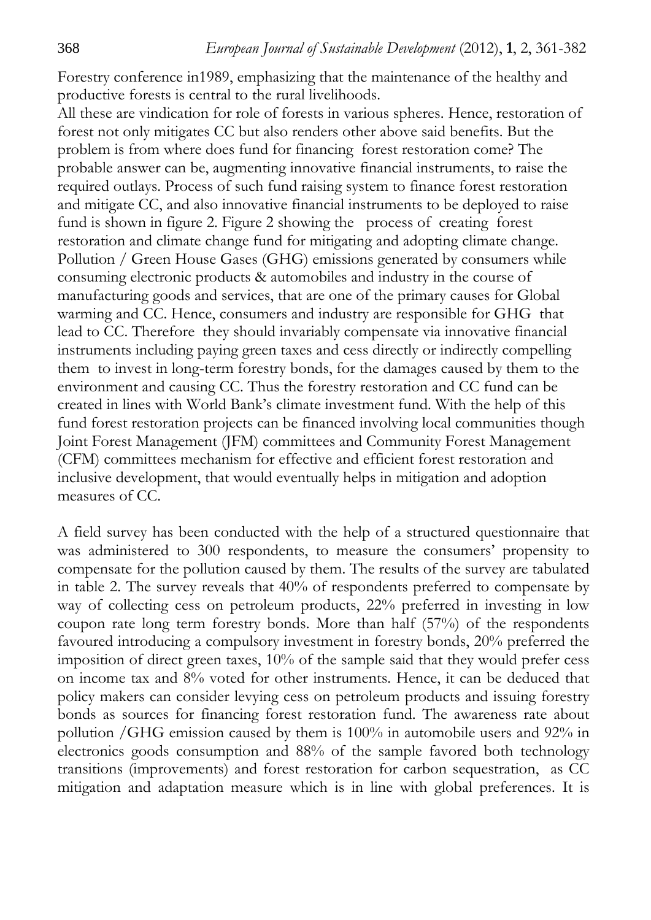Forestry conference in1989, emphasizing that the maintenance of the healthy and productive forests is central to the rural livelihoods.

All these are vindication for role of forests in various spheres. Hence, restoration of forest not only mitigates CC but also renders other above said benefits. But the problem is from where does fund for financing forest restoration come? The probable answer can be, augmenting innovative financial instruments, to raise the required outlays. Process of such fund raising system to finance forest restoration and mitigate CC, and also innovative financial instruments to be deployed to raise fund is shown in figure 2. Figure 2 showing the process of creating forest restoration and climate change fund for mitigating and adopting climate change. Pollution / Green House Gases (GHG) emissions generated by consumers while consuming electronic products & automobiles and industry in the course of manufacturing goods and services, that are one of the primary causes for Global warming and CC. Hence, consumers and industry are responsible for GHG that lead to CC. Therefore they should invariably compensate via innovative financial instruments including paying green taxes and cess directly or indirectly compelling them to invest in long-term forestry bonds, for the damages caused by them to the environment and causing CC. Thus the forestry restoration and CC fund can be created in lines with World Bank's climate investment fund. With the help of this fund forest restoration projects can be financed involving local communities though Joint Forest Management (JFM) committees and Community Forest Management (CFM) committees mechanism for effective and efficient forest restoration and inclusive development, that would eventually helps in mitigation and adoption measures of CC.

A field survey has been conducted with the help of a structured questionnaire that was administered to 300 respondents, to measure the consumers' propensity to compensate for the pollution caused by them. The results of the survey are tabulated in table 2. The survey reveals that 40% of respondents preferred to compensate by way of collecting cess on petroleum products, 22% preferred in investing in low coupon rate long term forestry bonds. More than half (57%) of the respondents favoured introducing a compulsory investment in forestry bonds, 20% preferred the imposition of direct green taxes, 10% of the sample said that they would prefer cess on income tax and 8% voted for other instruments. Hence, it can be deduced that policy makers can consider levying cess on petroleum products and issuing forestry bonds as sources for financing forest restoration fund. The awareness rate about pollution /GHG emission caused by them is 100% in automobile users and 92% in electronics goods consumption and 88% of the sample favored both technology transitions (improvements) and forest restoration for carbon sequestration, as CC mitigation and adaptation measure which is in line with global preferences. It is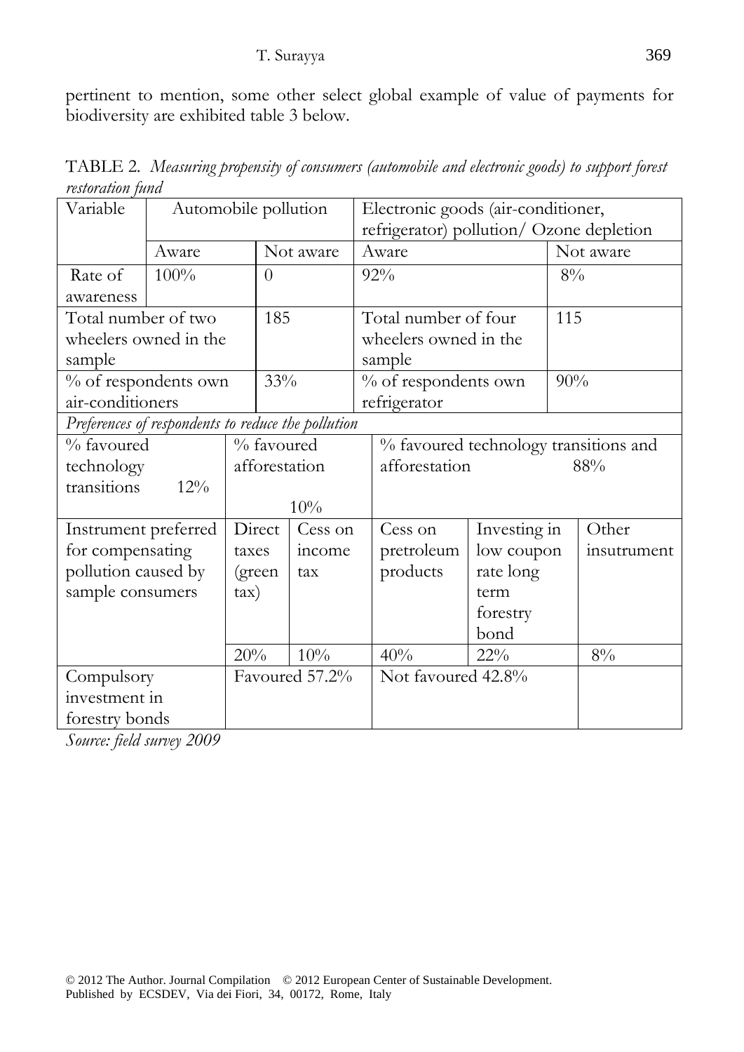pertinent to mention, some other select global example of value of payments for biodiversity are exhibited table 3 below.

TABLE 2. *Measuring propensity of consumers (automobile and electronic goods) to support forest restoration fund*

| Variable | Automobile pollution | | | Electronic goods (air-conditioner, refrigerator) pollution/ Ozone depletion | | |
|---|---|---|---|---|---|---|
| | Aware | Not aware | | Aware | | Not aware |
| Rate of awareness | 100% | 0 | | 92% | | 8% |
| Total number of two wheelers owned in the sample | | 185 | | Total number of four wheelers owned in the sample | | 115 |
| % of respondents own air-conditioners | | 33% | | % of respondents own refrigerator | | 90% |
| *Preferences of respondents to reduce the pollution* | | | | | | |
| % favoured technology transitions 12% | | % favoured afforestation 10% | | % favoured technology transitions and afforestation 88% | | |
| Instrument preferred for compensating pollution caused by sample consumers | | Direct taxes (green tax) | Cess on income tax | Cess on pretroleum products | Investing in low coupon rate long term forestry bond | Other insutrument |
| | | 20% | 10% | 40% | 22% | 8% |
| Compulsory investment in forestry bonds | | Favoured 57.2% | | Not favoured 42.8% | | |

*Source: field survey 2009*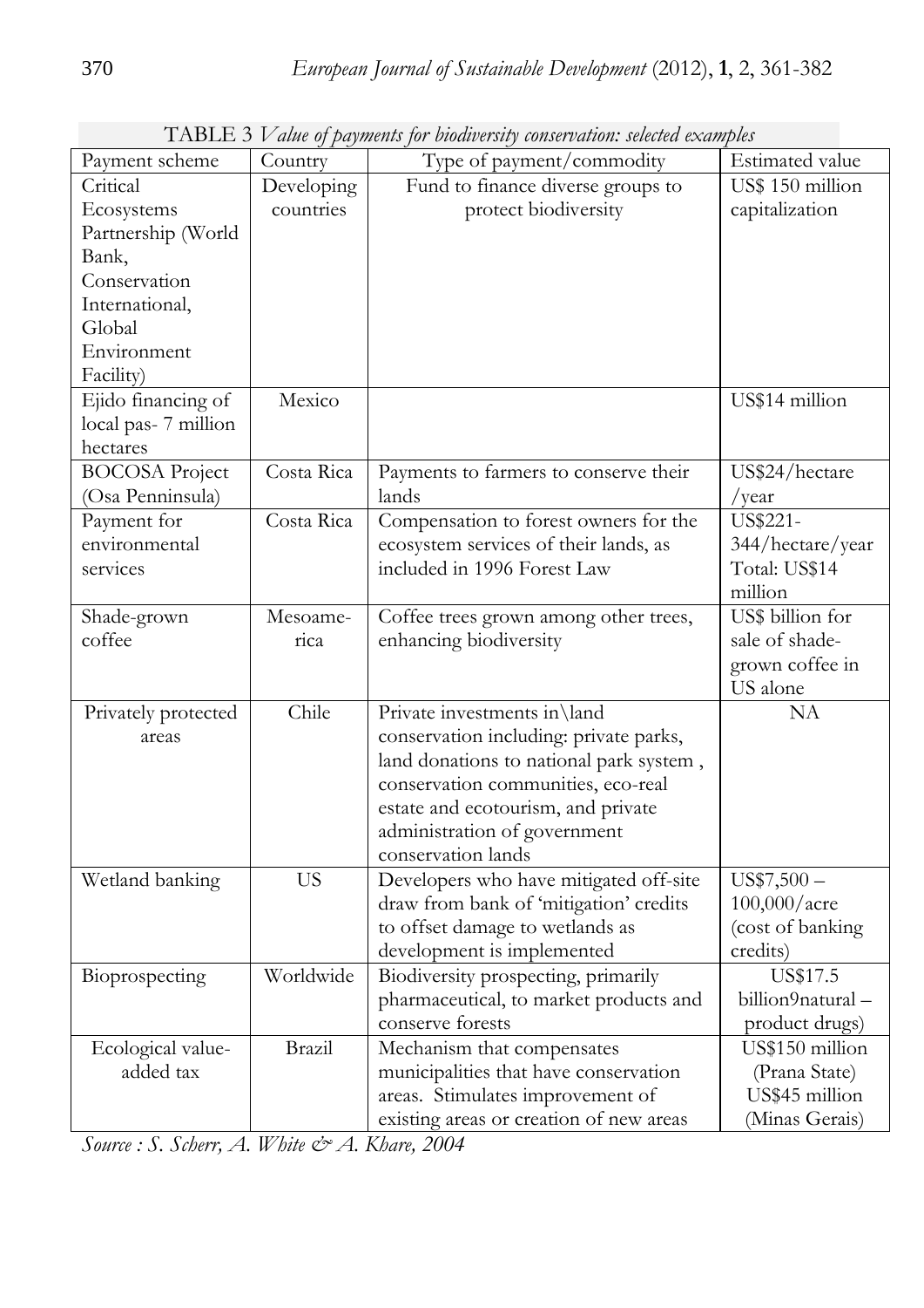TABLE 3 *Value of payments for biodiversity conservation: selected examples*

| Payment scheme | Country | Type of payment/commodity | Estimated value |
|---|---|---|---|
| Critical Ecosystems Partnership (World Bank, Conservation International, Global Environment Facility) | Developing countries | Fund to finance diverse groups to protect biodiversity | US$ 150 million capitalization |
| Ejido financing of local pas- 7 million hectares | Mexico | | US$14 million |
| BOCOSA Project (Osa Penninsula) | Costa Rica | Payments to farmers to conserve their lands | US$24/hectare /year |
| Payment for environmental services | Costa Rica | Compensation to forest owners for the ecosystem services of their lands, as included in 1996 Forest Law | US$221-344/hectare/year Total: US$14 million |
| Shade-grown coffee | Mesoamerica | Coffee trees grown among other trees, enhancing biodiversity | US$ billion for sale of shade-grown coffee in US alone |
| Privately protected areas | Chile | Private investments in\land conservation including: private parks, land donations to national park system , conservation communities, eco-real estate and ecotourism, and private administration of government conservation lands | NA |
| Wetland banking | US | Developers who have mitigated off-site draw from bank of 'mitigation' credits to offset damage to wetlands as development is implemented | US$7,500 – 100,000/acre (cost of banking credits) |
| Bioprospecting | Worldwide | Biodiversity prospecting, primarily pharmaceutical, to market products and conserve forests | US$17.5 billion9natural – product drugs) |
| Ecological value-added tax | Brazil | Mechanism that compensates municipalities that have conservation areas. Stimulates improvement of existing areas or creation of new areas | US$150 million (Prana State) US$45 million (Minas Gerais) |

*Source : S. Scherr, A. White & A. Khare, 2004*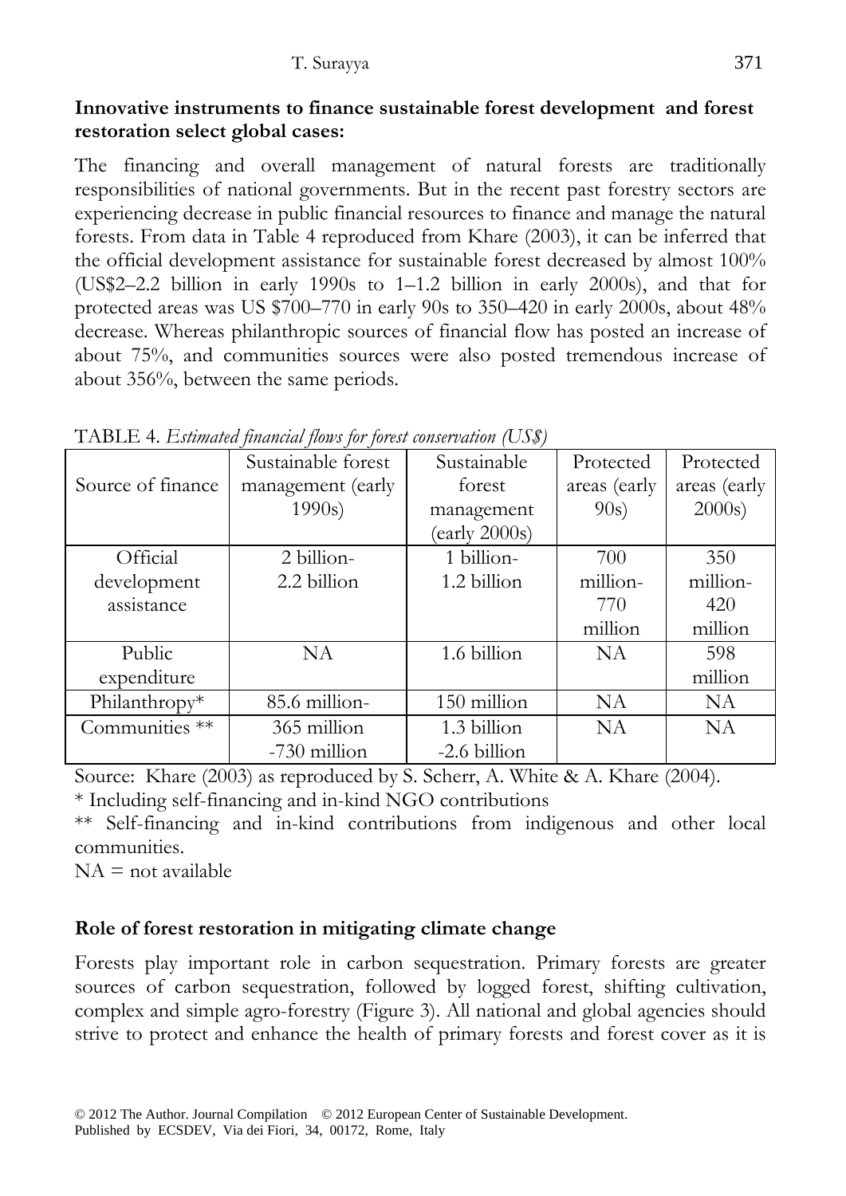**Innovative instruments to finance sustainable forest development and forest restoration select global cases:**

The financing and overall management of natural forests are traditionally responsibilities of national governments. But in the recent past forestry sectors are experiencing decrease in public financial resources to finance and manage the natural forests. From data in Table 4 reproduced from Khare (2003), it can be inferred that the official development assistance for sustainable forest decreased by almost 100% (US$2–2.2 billion in early 1990s to 1–1.2 billion in early 2000s), and that for protected areas was US $700–770 in early 90s to 350–420 in early 2000s, about 48% decrease. Whereas philanthropic sources of financial flow has posted an increase of about 75%, and communities sources were also posted tremendous increase of about 356%, between the same periods.

TABLE 4. *Estimated financial flows for forest conservation (US$)*

| Source of finance | Sustainable forest management (early 1990s) | Sustainable forest management (early 2000s) | Protected areas (early 90s) | Protected areas (early 2000s) |
|---|---|---|---|---|
| Official development assistance | 2 billion-2.2 billion | 1 billion-1.2 billion | 700 million-770 million | 350 million-420 million |
| Public expenditure | NA | 1.6 billion | NA | 598 million |
| Philanthropy* | 85.6 million- | 150 million | NA | NA |
| Communities ** | 365 million -730 million | 1.3 billion -2.6 billion | NA | NA |

Source: Khare (2003) as reproduced by S. Scherr, A. White & A. Khare (2004).

\* Including self-financing and in-kind NGO contributions

\*\* Self-financing and in-kind contributions from indigenous and other local communities.

NA = not available

**Role of forest restoration in mitigating climate change**

Forests play important role in carbon sequestration. Primary forests are greater sources of carbon sequestration, followed by logged forest, shifting cultivation, complex and simple agro-forestry (Figure 3). All national and global agencies should strive to protect and enhance the health of primary forests and forest cover as it is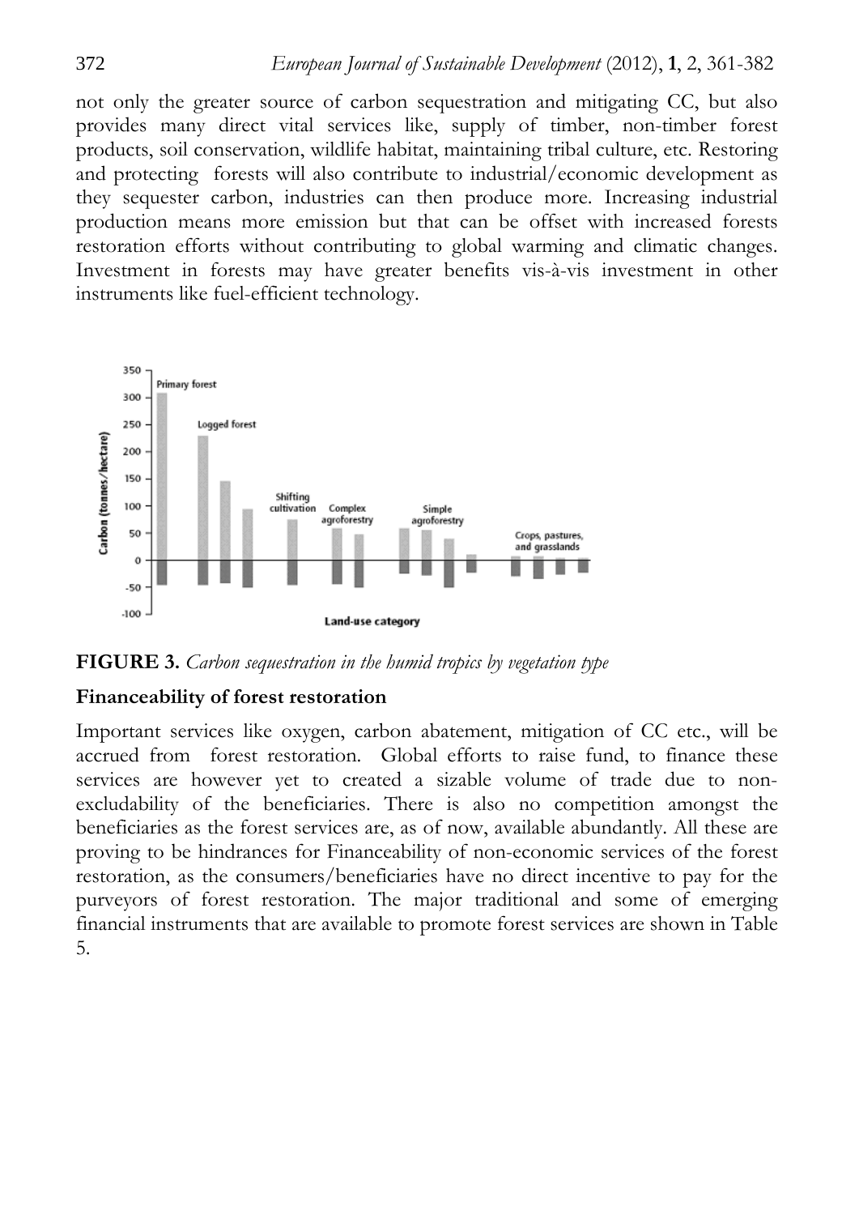not only the greater source of carbon sequestration and mitigating CC, but also provides many direct vital services like, supply of timber, non-timber forest products, soil conservation, wildlife habitat, maintaining tribal culture, etc. Restoring and protecting forests will also contribute to industrial/economic development as they sequester carbon, industries can then produce more. Increasing industrial production means more emission but that can be offset with increased forests restoration efforts without contributing to global warming and climatic changes. Investment in forests may have greater benefits vis-à-vis investment in other instruments like fuel-efficient technology.

**FIGURE 3.** *Carbon sequestration in the humid tropics by vegetation type*

### Financeability of forest restoration

Important services like oxygen, carbon abatement, mitigation of CC etc., will be accrued from forest restoration. Global efforts to raise fund, to finance these services are however yet to created a sizable volume of trade due to non-excludability of the beneficiaries. There is also no competition amongst the beneficiaries as the forest services are, as of now, available abundantly. All these are proving to be hindrances for Financeability of non-economic services of the forest restoration, as the consumers/beneficiaries have no direct incentive to pay for the purveyors of forest restoration. The major traditional and some of emerging financial instruments that are available to promote forest services are shown in Table 5.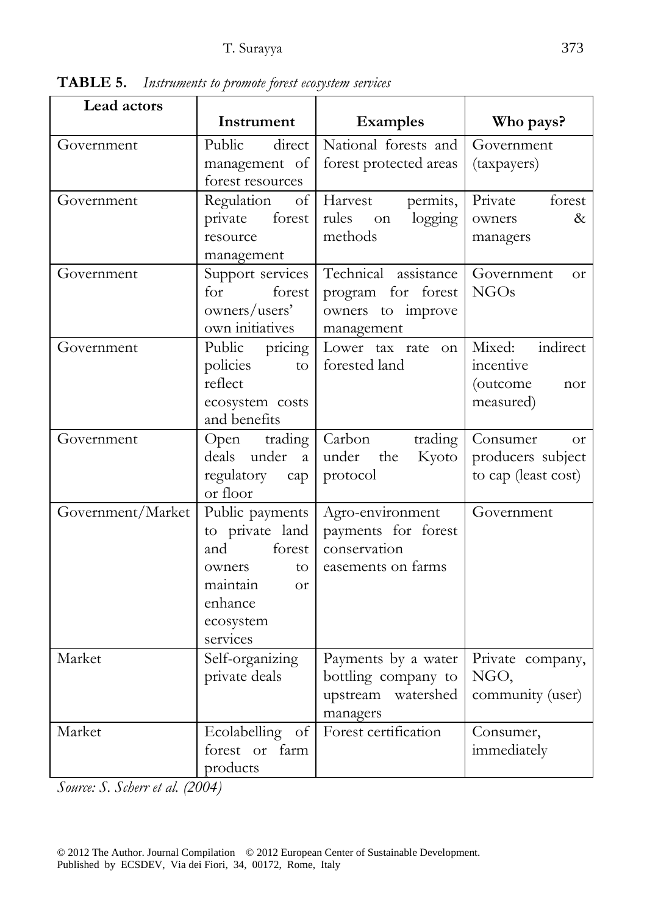**TABLE 5.** *Instruments to promote forest ecosystem services*

| Lead actors | Instrument | Examples | Who pays? |
|---|---|---|---|
| Government | Public direct management of forest resources | National forests and forest protected areas | Government (taxpayers) |
| Government | Regulation of private forest resource management | Harvest permits, rules on logging methods | Private forest owners & managers |
| Government | Support services for forest owners/users' own initiatives | Technical assistance program for forest owners to improve management | Government or NGOs |
| Government | Public pricing policies to reflect ecosystem costs and benefits | Lower tax rate on forested land | Mixed: indirect incentive (outcome nor measured) |
| Government | Open trading deals under a regulatory cap or floor | Carbon trading under the Kyoto protocol | Consumer or producers subject to cap (least cost) |
| Government/Market | Public payments to private land and forest owners to maintain or enhance ecosystem services | Agro-environment payments for forest conservation easements on farms | Government |
| Market | Self-organizing private deals | Payments by a water bottling company to upstream watershed managers | Private company, NGO, community (user) |
| Market | Ecolabelling of forest or farm products | Forest certification | Consumer, immediately |

*Source: S. Scherr et al. (2004)*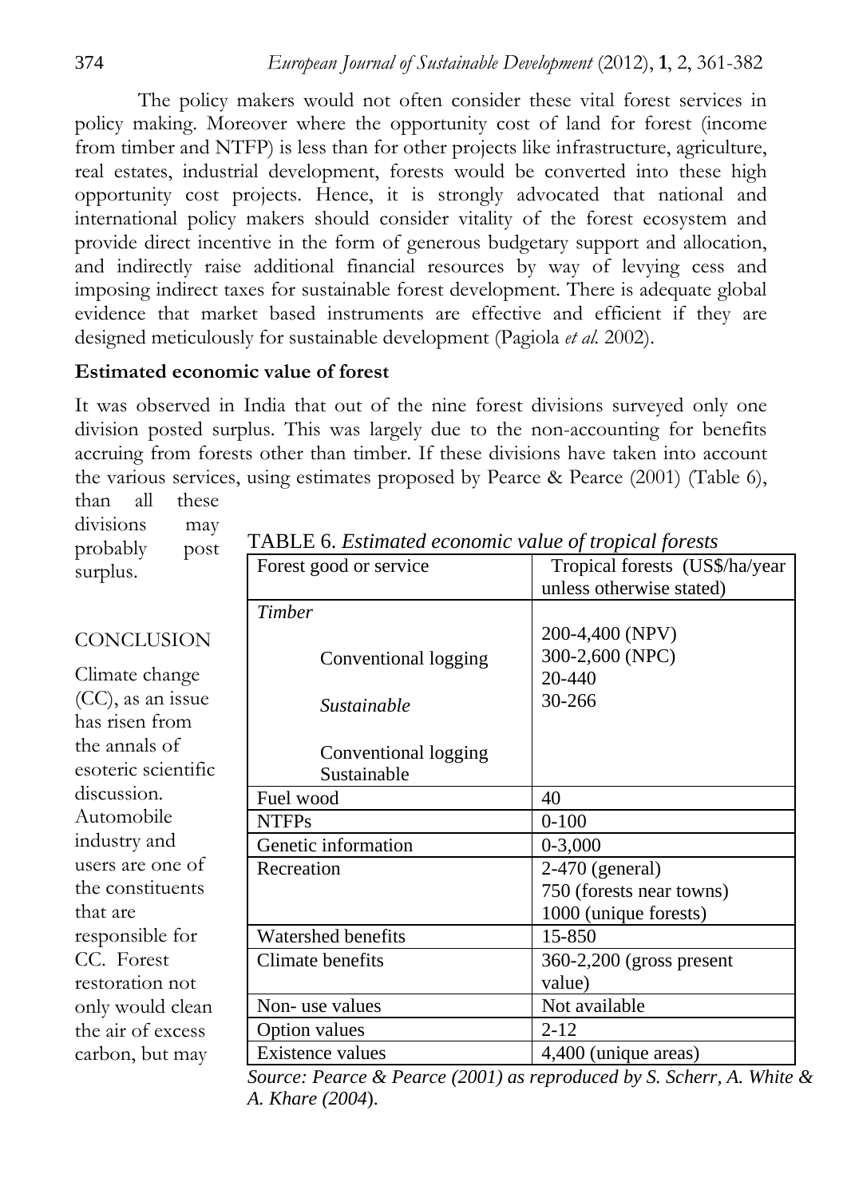The policy makers would not often consider these vital forest services in policy making. Moreover where the opportunity cost of land for forest (income from timber and NTFP) is less than for other projects like infrastructure, agriculture, real estates, industrial development, forests would be converted into these high opportunity cost projects. Hence, it is strongly advocated that national and international policy makers should consider vitality of the forest ecosystem and provide direct incentive in the form of generous budgetary support and allocation, and indirectly raise additional financial resources by way of levying cess and imposing indirect taxes for sustainable forest development. There is adequate global evidence that market based instruments are effective and efficient if they are designed meticulously for sustainable development (Pagiola *et al.* 2002).

## Estimated economic value of forest

It was observed in India that out of the nine forest divisions surveyed only one division posted surplus. This was largely due to the non-accounting for benefits accruing from forests other than timber. If these divisions have taken into account the various services, using estimates proposed by Pearce & Pearce (2001) (Table 6), than all these divisions may probably post surplus.

TABLE 6. *Estimated economic value of tropical forests*

| Forest good or service | Tropical forests (US$/ha/year unless otherwise stated) |
|---|---|
| *Timber* | |
| Conventional logging | 200-4,400 (NPV) |
| *Sustainable* | 300-2,600 (NPC) |
| Conventional logging | 20-440 |
| Sustainable | 30-266 |
| Fuel wood | 40 |
| NTFPs | 0-100 |
| Genetic information | 0-3,000 |
| Recreation | 2-470 (general)<br>750 (forests near towns)<br>1000 (unique forests) |
| Watershed benefits | 15-850 |
| Climate benefits | 360-2,200 (gross present value) |
| Non- use values | Not available |
| Option values | 2-12 |
| Existence values | 4,400 (unique areas) |

*Source: Pearce & Pearce (2001) as reproduced by S. Scherr, A. White & A. Khare (2004).*

## CONCLUSION

Climate change (CC), as an issue has risen from the annals of esoteric scientific discussion. Automobile industry and users are one of the constituents that are responsible for CC. Forest restoration not only would clean the air of excess carbon, but may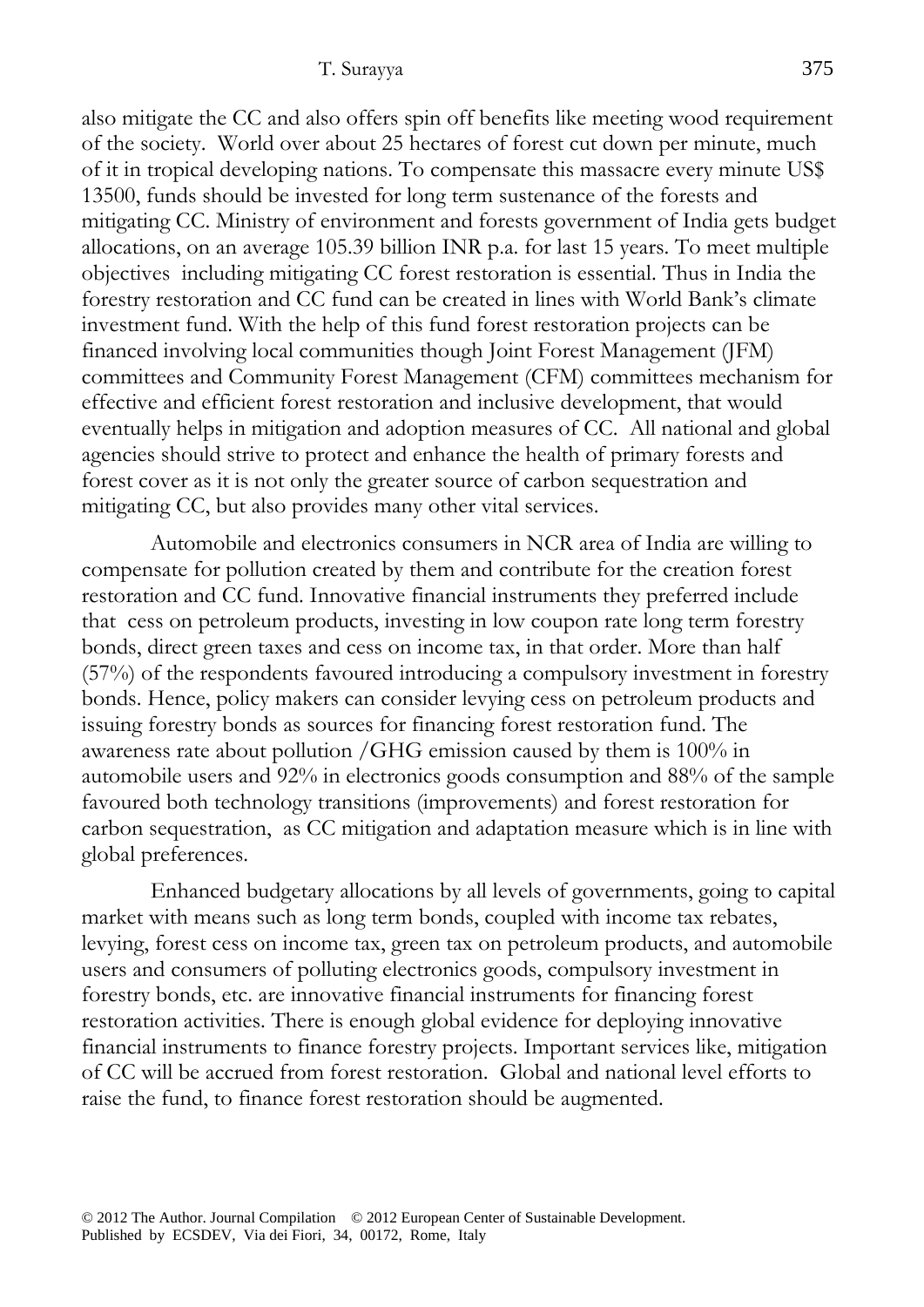also mitigate the CC and also offers spin off benefits like meeting wood requirement of the society. World over about 25 hectares of forest cut down per minute, much of it in tropical developing nations. To compensate this massacre every minute US$ 13500, funds should be invested for long term sustenance of the forests and mitigating CC. Ministry of environment and forests government of India gets budget allocations, on an average 105.39 billion INR p.a. for last 15 years. To meet multiple objectives including mitigating CC forest restoration is essential. Thus in India the forestry restoration and CC fund can be created in lines with World Bank's climate investment fund. With the help of this fund forest restoration projects can be financed involving local communities though Joint Forest Management (JFM) committees and Community Forest Management (CFM) committees mechanism for effective and efficient forest restoration and inclusive development, that would eventually helps in mitigation and adoption measures of CC. All national and global agencies should strive to protect and enhance the health of primary forests and forest cover as it is not only the greater source of carbon sequestration and mitigating CC, but also provides many other vital services.

Automobile and electronics consumers in NCR area of India are willing to compensate for pollution created by them and contribute for the creation forest restoration and CC fund. Innovative financial instruments they preferred include that cess on petroleum products, investing in low coupon rate long term forestry bonds, direct green taxes and cess on income tax, in that order. More than half (57%) of the respondents favoured introducing a compulsory investment in forestry bonds. Hence, policy makers can consider levying cess on petroleum products and issuing forestry bonds as sources for financing forest restoration fund. The awareness rate about pollution /GHG emission caused by them is 100% in automobile users and 92% in electronics goods consumption and 88% of the sample favoured both technology transitions (improvements) and forest restoration for carbon sequestration, as CC mitigation and adaptation measure which is in line with global preferences.

Enhanced budgetary allocations by all levels of governments, going to capital market with means such as long term bonds, coupled with income tax rebates, levying, forest cess on income tax, green tax on petroleum products, and automobile users and consumers of polluting electronics goods, compulsory investment in forestry bonds, etc. are innovative financial instruments for financing forest restoration activities. There is enough global evidence for deploying innovative financial instruments to finance forestry projects. Important services like, mitigation of CC will be accrued from forest restoration. Global and national level efforts to raise the fund, to finance forest restoration should be augmented.

© 2012 The Author. Journal Compilation © 2012 European Center of Sustainable Development. Published by ECSDEV, Via dei Fiori, 34, 00172, Rome, Italy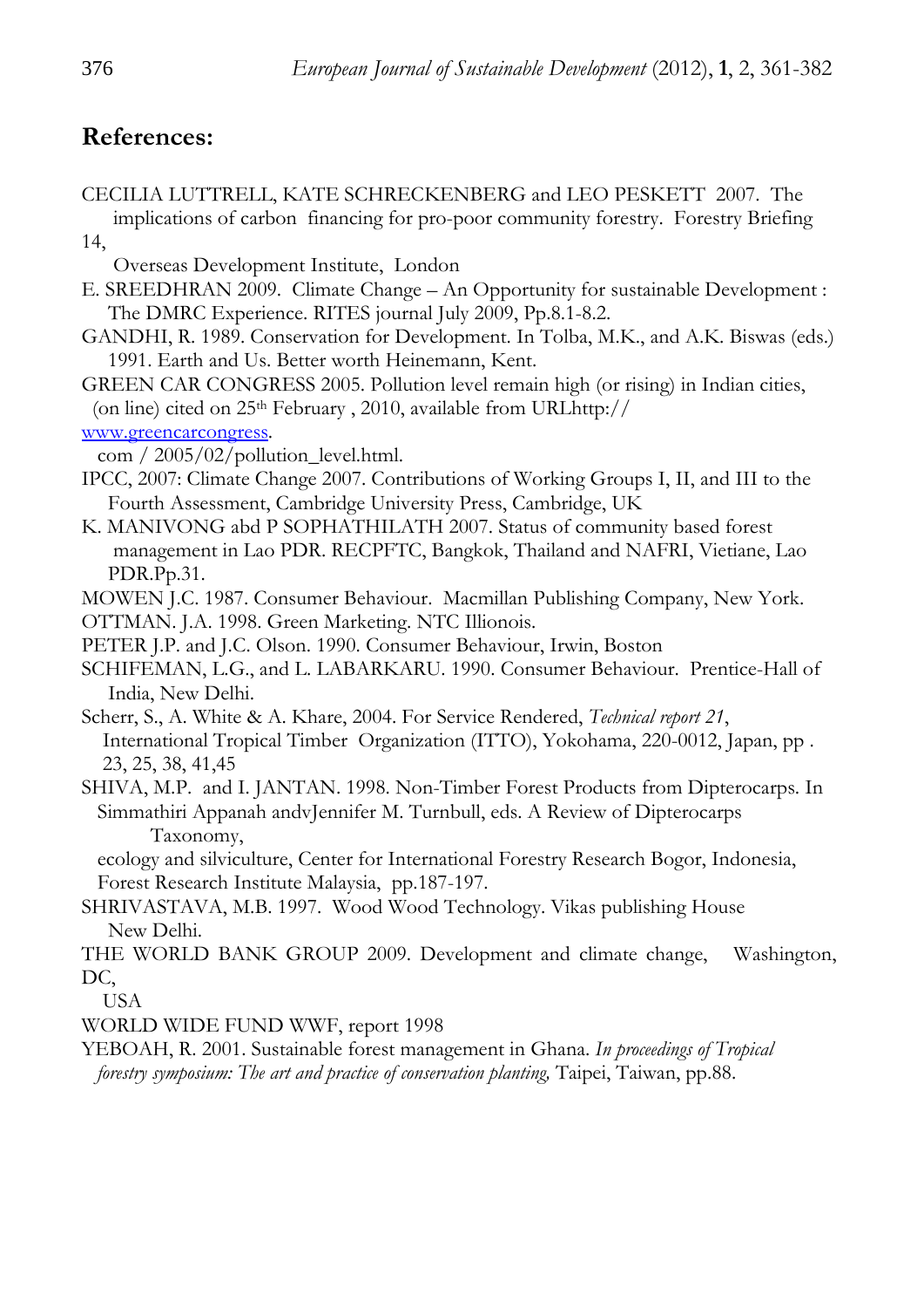## References:

CECILIA LUTTRELL, KATE SCHRECKENBERG and LEO PESKETT 2007. The implications of carbon financing for pro-poor community forestry. Forestry Briefing 14, Overseas Development Institute, London

E. SREEDHRAN 2009. Climate Change – An Opportunity for sustainable Development : The DMRC Experience. RITES journal July 2009, Pp.8.1-8.2.

GANDHI, R. 1989. Conservation for Development. In Tolba, M.K., and A.K. Biswas (eds.) 1991. Earth and Us. Better worth Heinemann, Kent.

GREEN CAR CONGRESS 2005. Pollution level remain high (or rising) in Indian cities, (on line) cited on 25th February , 2010, available from URLhttp:// www.greencarcongress. com / 2005/02/pollution_level.html.

IPCC, 2007: Climate Change 2007. Contributions of Working Groups I, II, and III to the Fourth Assessment, Cambridge University Press, Cambridge, UK

K. MANIVONG abd P SOPHATHILATH 2007. Status of community based forest management in Lao PDR. RECPFTC, Bangkok, Thailand and NAFRI, Vietiane, Lao PDR.Pp.31.

MOWEN J.C. 1987. Consumer Behaviour. Macmillan Publishing Company, New York.

OTTMAN. J.A. 1998. Green Marketing. NTC Illionois.

PETER J.P. and J.C. Olson. 1990. Consumer Behaviour, Irwin, Boston

SCHIFEMAN, L.G., and L. LABARKARU. 1990. Consumer Behaviour. Prentice-Hall of India, New Delhi.

Scherr, S., A. White & A. Khare, 2004. For Service Rendered, *Technical report 21*, International Tropical Timber Organization (ITTO), Yokohama, 220-0012, Japan, pp . 23, 25, 38, 41,45

SHIVA, M.P. and I. JANTAN. 1998. Non-Timber Forest Products from Dipterocarps. In Simmathiri Appanah andvJennifer M. Turnbull, eds. A Review of Dipterocarps Taxonomy, ecology and silviculture, Center for International Forestry Research Bogor, Indonesia, Forest Research Institute Malaysia, pp.187-197.

SHRIVASTAVA, M.B. 1997. Wood Wood Technology. Vikas publishing House New Delhi.

THE WORLD BANK GROUP 2009. Development and climate change, Washington, DC, USA

WORLD WIDE FUND WWF, report 1998

YEBOAH, R. 2001. Sustainable forest management in Ghana. *In proceedings of Tropical forestry symposium: The art and practice of conservation planting,* Taipei, Taiwan, pp.88.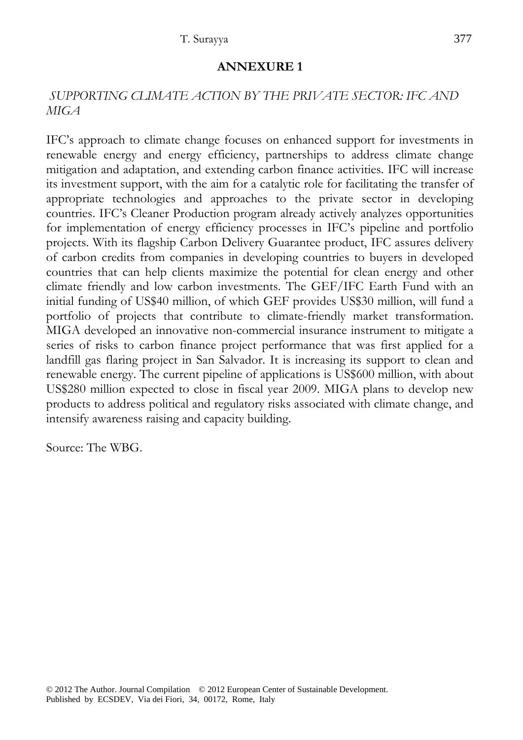**ANNEXURE 1**

*SUPPORTING CLIMATE ACTION BY THE PRIVATE SECTOR: IFC AND MIGA*

IFC's approach to climate change focuses on enhanced support for investments in renewable energy and energy efficiency, partnerships to address climate change mitigation and adaptation, and extending carbon finance activities. IFC will increase its investment support, with the aim for a catalytic role for facilitating the transfer of appropriate technologies and approaches to the private sector in developing countries. IFC's Cleaner Production program already actively analyzes opportunities for implementation of energy efficiency processes in IFC's pipeline and portfolio projects. With its flagship Carbon Delivery Guarantee product, IFC assures delivery of carbon credits from companies in developing countries to buyers in developed countries that can help clients maximize the potential for clean energy and other climate friendly and low carbon investments. The GEF/IFC Earth Fund with an initial funding of US$40 million, of which GEF provides US$30 million, will fund a portfolio of projects that contribute to climate-friendly market transformation. MIGA developed an innovative non-commercial insurance instrument to mitigate a series of risks to carbon finance project performance that was first applied for a landfill gas flaring project in San Salvador. It is increasing its support to clean and renewable energy. The current pipeline of applications is US$600 million, with about US$280 million expected to close in fiscal year 2009. MIGA plans to develop new products to address political and regulatory risks associated with climate change, and intensify awareness raising and capacity building.

Source: The WBG.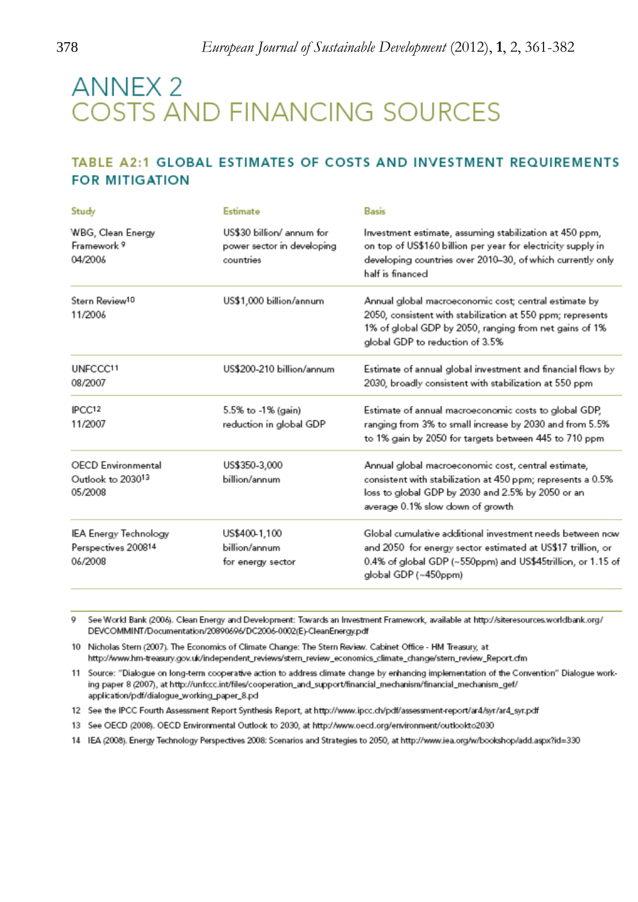# ANNEX 2
# COSTS AND FINANCING SOURCES

## TABLE A2:1 GLOBAL ESTIMATES OF COSTS AND INVESTMENT REQUIREMENTS FOR MITIGATION

| Study | Estimate | Basis |
|---|---|---|
| WBG, Clean Energy Framework [9] 04/2006 | US$30 billion/ annum for power sector in developing countries | Investment estimate, assuming stabilization at 450 ppm, on top of US$160 billion per year for electricity supply in developing countries over 2010–30, of which currently only half is financed |
| Stern Review[10] 11/2006 | US$1,000 billion/annum | Annual global macroeconomic cost; central estimate by 2050, consistent with stabilization at 550 ppm; represents 1% of global GDP by 2050, ranging from net gains of 1% global GDP to reduction of 3.5% |
| UNFCCC[11] 08/2007 | US$200-210 billion/annum | Estimate of annual global investment and financial flows by 2030, broadly consistent with stabilization at 550 ppm |
| IPCC[12] 11/2007 | 5.5% to -1% (gain) reduction in global GDP | Estimate of annual macroeconomic costs to global GDP, ranging from 3% to small increase by 2030 and from 5.5% to 1% gain by 2050 for targets between 445 to 710 ppm |
| OECD Environmental Outlook to 2030[13] 05/2008 | US$350-3,000 billion/annum | Annual global macroeconomic cost, central estimate, consistent with stabilization at 450 ppm; represents a 0.5% loss to global GDP by 2030 and 2.5% by 2050 or an average 0.1% slow down of growth |
| IEA Energy Technology Perspectives 2008[14] 06/2008 | US$400-1,100 billion/annum for energy sector | Global cumulative additional investment needs between now and 2050 for energy sector estimated at US$17 trillion, or 0.4% of global GDP (~550ppm) and US$45trillion, or 1.15 of global GDP (~450ppm) |

9 See World Bank (2006). Clean Energy and Development: Towards an Investment Framework, available at http://siteresources.worldbank.org/DEVCOMMINT/Documentation/20890696/DC2006-0002(E)-CleanEnergy.pdf

10 Nicholas Stern (2007). The Economics of Climate Change: The Stern Review. Cabinet Office - HM Treasury, at http://www.hm-treasury.gov.uk/independent_reviews/stern_review_economics_climate_change/stern_review_Report.cfm

11 Source: "Dialogue on long-term cooperative action to address climate change by enhancing implementation of the Convention" Dialogue working paper 8 (2007), at http://unfccc.int/files/cooperation_and_support/financial_mechanism/financial_mechanism_gef/application/pdf/dialogue_working_paper_8.pd

12 See the IPCC Fourth Assessment Report Synthesis Report, at http://www.ipcc.ch/pdf/assessment-report/ar4/syr/ar4_syr.pdf

13 See OECD (2008). OECD Environmental Outlook to 2030, at http://www.oecd.org/environment/outlookto2030

14 IEA (2008). Energy Technology Perspectives 2008: Scenarios and Strategies to 2050, at http://www.iea.org/w/bookshop/add.aspx?id=330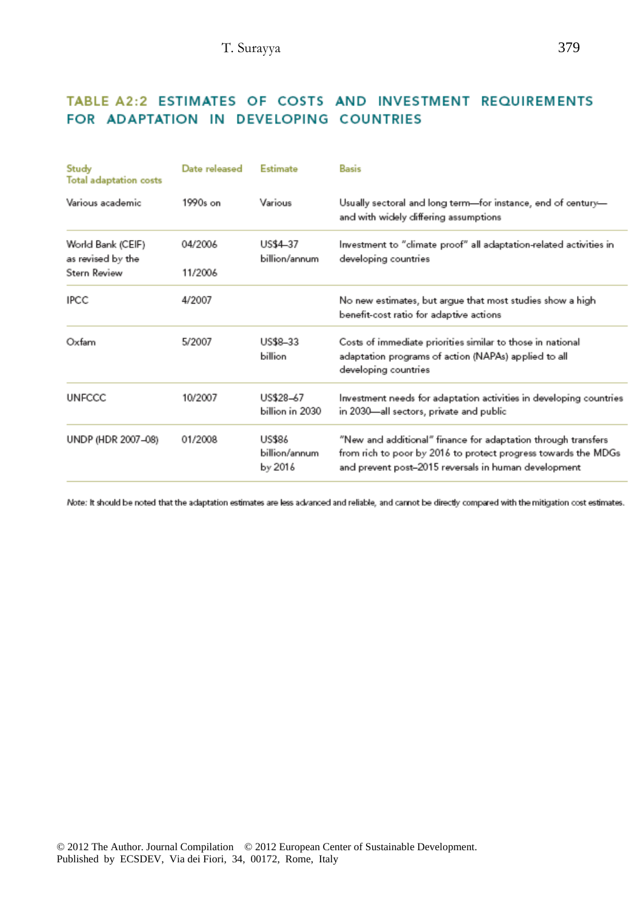## TABLE A2:2 ESTIMATES OF COSTS AND INVESTMENT REQUIREMENTS FOR ADAPTATION IN DEVELOPING COUNTRIES

| Study<br>Total adaptation costs | Date released | Estimate | Basis |
|---|---|---|---|
| Various academic | 1990s on | Various | Usually sectoral and long term—for instance, end of century—and with widely differing assumptions |
| World Bank (CEIF)<br>as revised by the<br>Stern Review | 04/2006<br><br>11/2006 | US$4–37 billion/annum | Investment to "climate proof" all adaptation-related activities in developing countries |
| IPCC | 4/2007 | | No new estimates, but argue that most studies show a high benefit-cost ratio for adaptive actions |
| Oxfam | 5/2007 | US$8–33 billion | Costs of immediate priorities similar to those in national adaptation programs of action (NAPAs) applied to all developing countries |
| UNFCCC | 10/2007 | US$28–67 billion in 2030 | Investment needs for adaptation activities in developing countries in 2030—all sectors, private and public |
| UNDP (HDR 2007–08) | 01/2008 | US$86 billion/annum by 2016 | "New and additional" finance for adaptation through transfers from rich to poor by 2016 to protect progress towards the MDGs and prevent post-2015 reversals in human development |

*Note:* It should be noted that the adaptation estimates are less advanced and reliable, and cannot be directly compared with the mitigation cost estimates.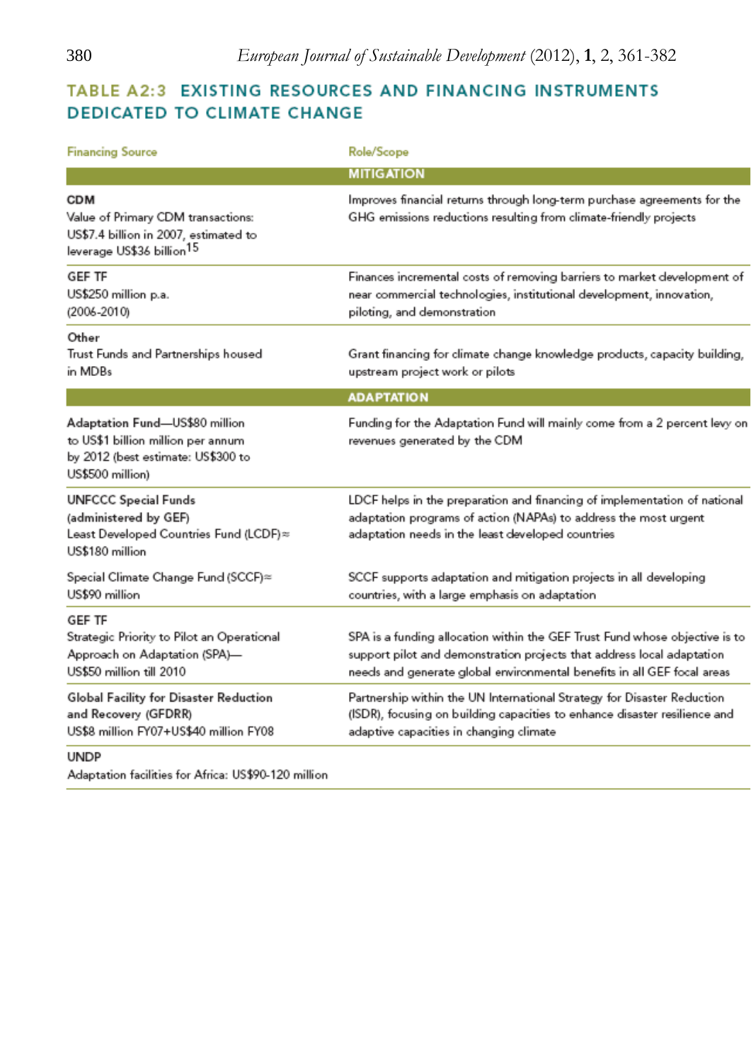## TABLE A2:3 EXISTING RESOURCES AND FINANCING INSTRUMENTS DEDICATED TO CLIMATE CHANGE

| Financing Source | Role/Scope |
|---|---|
| | **MITIGATION** |
| **CDM**<br>Value of Primary CDM transactions: US$7.4 billion in 2007, estimated to leverage US$36 billion[15] | Improves financial returns through long-term purchase agreements for the GHG emissions reductions resulting from climate-friendly projects |
| GEF TF<br>US$250 million p.a.<br>(2006-2010) | Finances incremental costs of removing barriers to market development of near commercial technologies, institutional development, innovation, piloting, and demonstration |
| Other<br>Trust Funds and Partnerships housed in MDBs | Grant financing for climate change knowledge products, capacity building, upstream project work or pilots |
| | **ADAPTATION** |
| Adaptation Fund—US$80 million to US$1 billion million per annum by 2012 (best estimate: US$300 to US$500 million) | Funding for the Adaptation Fund will mainly come from a 2 percent levy on revenues generated by the CDM |
| UNFCCC Special Funds (administered by GEF)<br>Least Developed Countries Fund (LCDF)≈ US$180 million | LDCF helps in the preparation and financing of implementation of national adaptation programs of action (NAPAs) to address the most urgent adaptation needs in the least developed countries |
| Special Climate Change Fund (SCCF)≈ US$90 million | SCCF supports adaptation and mitigation projects in all developing countries, with a large emphasis on adaptation |
| GEF TF<br>Strategic Priority to Pilot an Operational Approach on Adaptation (SPA)—US$50 million till 2010 | SPA is a funding allocation within the GEF Trust Fund whose objective is to support pilot and demonstration projects that address local adaptation needs and generate global environmental benefits in all GEF focal areas |
| Global Facility for Disaster Reduction and Recovery (GFDRR)<br>US$8 million FY07+US$40 million FY08 | Partnership within the UN International Strategy for Disaster Reduction (ISDR), focusing on building capacities to enhance disaster resilience and adaptive capacities in changing climate |
| UNDP<br>Adaptation facilities for Africa: US$90-120 million | |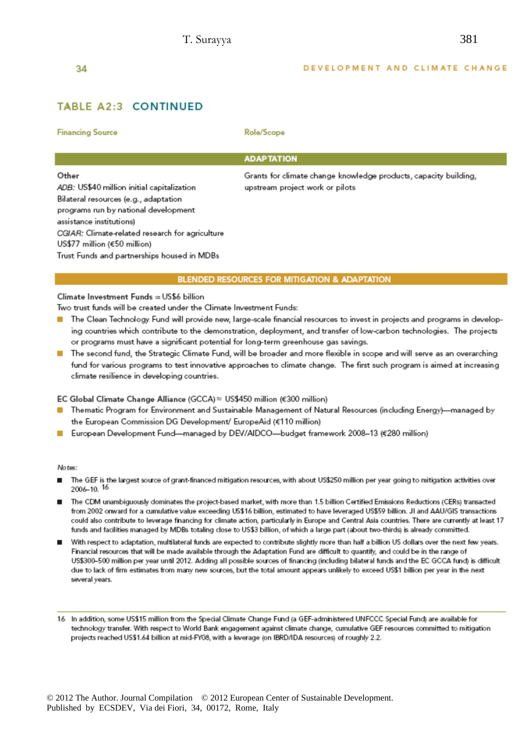## TABLE A2:3 CONTINUED

| Financing Source | Role/Scope |
|---|---|
| **ADAPTATION** | |
| Other<br>*ADB:* US$40 million initial capitalization<br>Bilateral resources (e.g., adaptation programs run by national development assistance institutions)<br>*CGIAR:* Climate-related research for agriculture US$77 million (€50 million)<br>Trust Funds and partnerships housed in MDBs | Grants for climate change knowledge products, capacity building, upstream project work or pilots |

**BLENDED RESOURCES FOR MITIGATION & ADAPTATION**

Climate Investment Funds ≈ US$6 billion

Two trust funds will be created under the Climate Investment Funds:

- The Clean Technology Fund will provide new, large-scale financial resources to invest in projects and programs in developing countries which contribute to the demonstration, deployment, and transfer of low-carbon technologies. The projects or programs must have a significant potential for long-term greenhouse gas savings.
- The second fund, the Strategic Climate Fund, will be broader and more flexible in scope and will serve as an overarching fund for various programs to test innovative approaches to climate change. The first such program is aimed at increasing climate resilience in developing countries.

EC Global Climate Change Alliance (GCCA) ≈ US$450 million (€300 million)

- Thematic Program for Environment and Sustainable Management of Natural Resources (including Energy)—managed by the European Commission DG Development/ EuropeAid (€110 million)
- European Development Fund—managed by DEV/AIDCO—budget framework 2008–13 (€280 million)

*Notes:*

- The GEF is the largest source of grant-financed mitigation resources, with about US$250 million per year going to mitigation activities over 2006–10.[16]
- The CDM unambiguously dominates the project-based market, with more than 1.5 billion Certified Emissions Reductions (CERs) transacted from 2002 onward for a cumulative value exceeding US$16 billion, estimated to have leveraged US$59 billion. JI and AAU/GIS transactions could also contribute to leverage financing for climate action, particularly in Europe and Central Asia countries. There are currently at least 17 funds and facilities managed by MDBs totaling close to US$3 billion, of which a large part (about two-thirds) is already committed.
- With respect to adaptation, multilateral funds are expected to contribute slightly more than half a billion US dollars over the next few years. Financial resources that will be made available through the Adaptation Fund are difficult to quantify, and could be in the range of US$300–500 million per year until 2012. Adding all possible sources of financing (including bilateral funds and the EC GCCA fund) is difficult due to lack of firm estimates from many new sources, but the total amount appears unlikely to exceed US$1 billion per year in the next several years.

16 In addition, some US$15 million from the Special Climate Change Fund (a GEF-administered UNFCCC Special Fund) are available for technology transfer. With respect to World Bank engagement against climate change, cumulative GEF resources committed to mitigation projects reached US$1.64 billion at mid-FY08, with a leverage (on IBRD/IDA resources) of roughly 2.2.